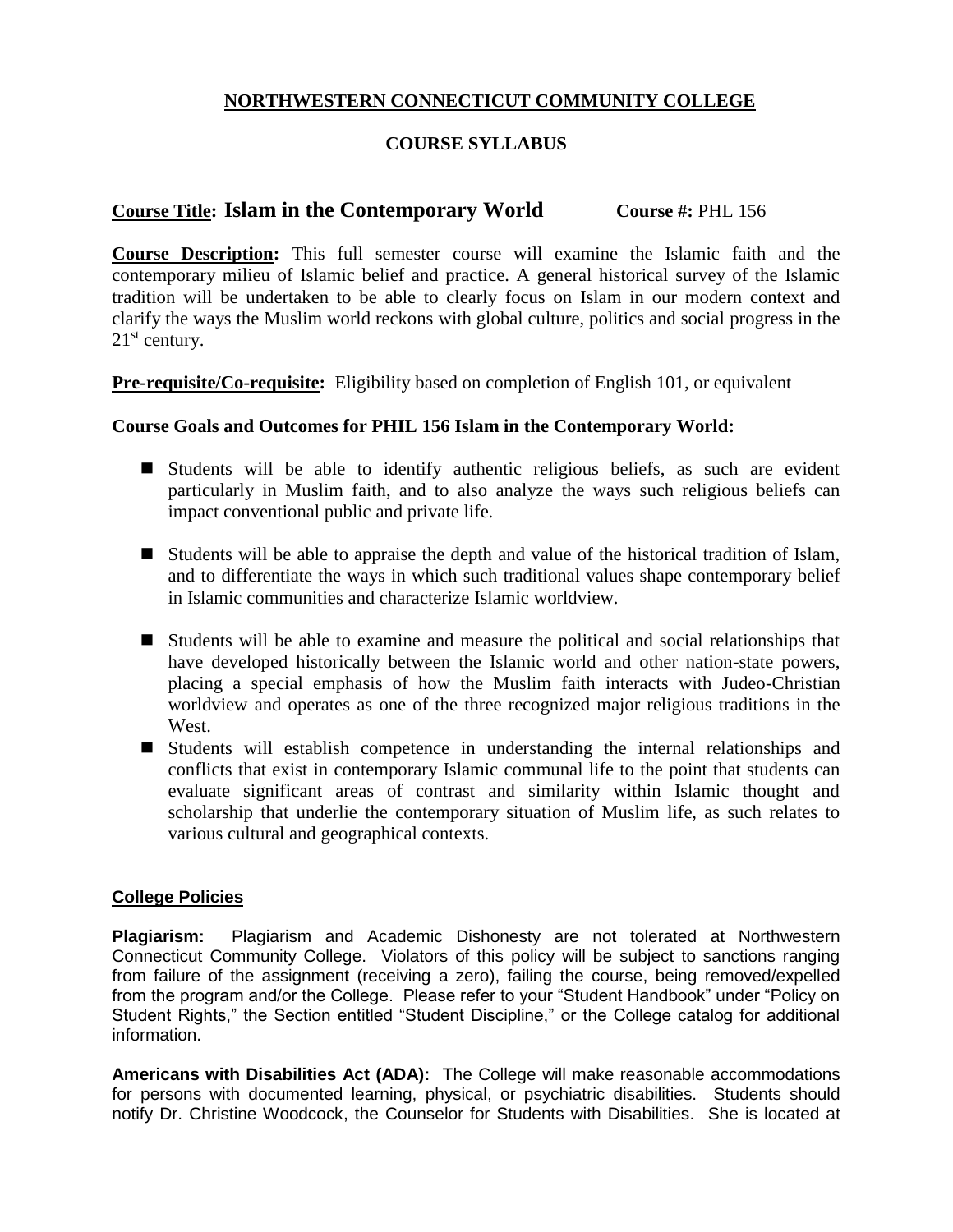**NORTHWESTERN CONNECTICUT COMMUNITY COLLEGE**

**COURSE SYLLABUS**

**Course Title: Islam in the Contemporary World** **Course #:** PHL 156

**Course Description:** This full semester course will examine the Islamic faith and the contemporary milieu of Islamic belief and practice. A general historical survey of the Islamic tradition will be undertaken to be able to clearly focus on Islam in our modern context and clarify the ways the Muslim world reckons with global culture, politics and social progress in the 21st century.

**Pre-requisite/Co-requisite:** Eligibility based on completion of English 101, or equivalent

**Course Goals and Outcomes for PHIL 156 Islam in the Contemporary World:**

- Students will be able to identify authentic religious beliefs, as such are evident particularly in Muslim faith, and to also analyze the ways such religious beliefs can impact conventional public and private life.
- Students will be able to appraise the depth and value of the historical tradition of Islam, and to differentiate the ways in which such traditional values shape contemporary belief in Islamic communities and characterize Islamic worldview.
- Students will be able to examine and measure the political and social relationships that have developed historically between the Islamic world and other nation-state powers, placing a special emphasis of how the Muslim faith interacts with Judeo-Christian worldview and operates as one of the three recognized major religious traditions in the West.
- Students will establish competence in understanding the internal relationships and conflicts that exist in contemporary Islamic communal life to the point that students can evaluate significant areas of contrast and similarity within Islamic thought and scholarship that underlie the contemporary situation of Muslim life, as such relates to various cultural and geographical contexts.

**College Policies**

**Plagiarism:** Plagiarism and Academic Dishonesty are not tolerated at Northwestern Connecticut Community College. Violators of this policy will be subject to sanctions ranging from failure of the assignment (receiving a zero), failing the course, being removed/expelled from the program and/or the College. Please refer to your "Student Handbook" under "Policy on Student Rights," the Section entitled "Student Discipline," or the College catalog for additional information.

**Americans with Disabilities Act (ADA):** The College will make reasonable accommodations for persons with documented learning, physical, or psychiatric disabilities. Students should notify Dr. Christine Woodcock, the Counselor for Students with Disabilities. She is located at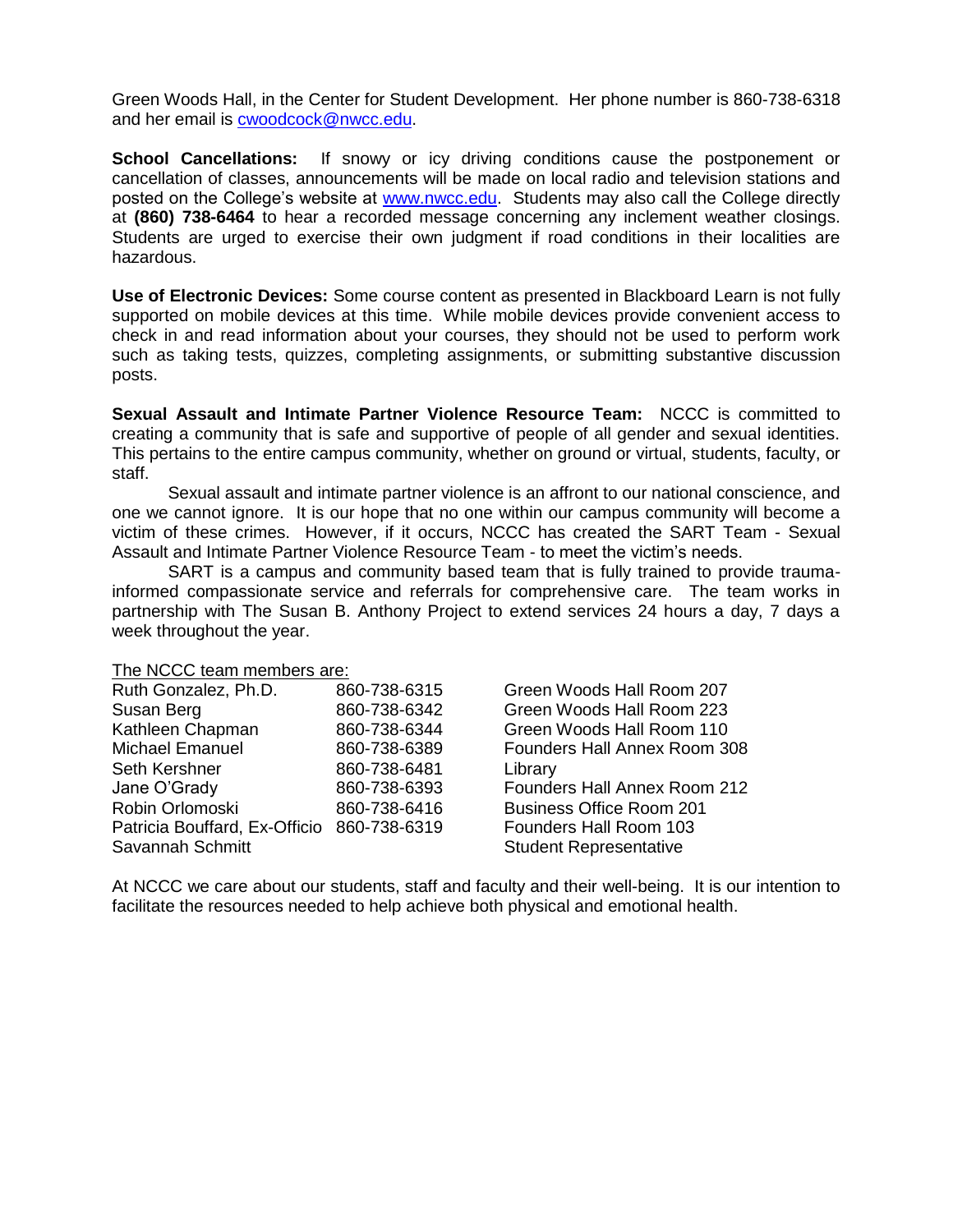Green Woods Hall, in the Center for Student Development. Her phone number is 860-738-6318 and her email is cwoodcock@nwcc.edu.

**School Cancellations:** If snowy or icy driving conditions cause the postponement or cancellation of classes, announcements will be made on local radio and television stations and posted on the College's website at www.nwcc.edu. Students may also call the College directly at **(860) 738-6464** to hear a recorded message concerning any inclement weather closings. Students are urged to exercise their own judgment if road conditions in their localities are hazardous.

**Use of Electronic Devices:** Some course content as presented in Blackboard Learn is not fully supported on mobile devices at this time. While mobile devices provide convenient access to check in and read information about your courses, they should not be used to perform work such as taking tests, quizzes, completing assignments, or submitting substantive discussion posts.

**Sexual Assault and Intimate Partner Violence Resource Team:** NCCC is committed to creating a community that is safe and supportive of people of all gender and sexual identities. This pertains to the entire campus community, whether on ground or virtual, students, faculty, or staff.

Sexual assault and intimate partner violence is an affront to our national conscience, and one we cannot ignore. It is our hope that no one within our campus community will become a victim of these crimes. However, if it occurs, NCCC has created the SART Team - Sexual Assault and Intimate Partner Violence Resource Team - to meet the victim's needs.

SART is a campus and community based team that is fully trained to provide trauma-informed compassionate service and referrals for comprehensive care. The team works in partnership with The Susan B. Anthony Project to extend services 24 hours a day, 7 days a week throughout the year.

The NCCC team members are:

| | | |
|---|---|---|
| Ruth Gonzalez, Ph.D. | 860-738-6315 | Green Woods Hall Room 207 |
| Susan Berg | 860-738-6342 | Green Woods Hall Room 223 |
| Kathleen Chapman | 860-738-6344 | Green Woods Hall Room 110 |
| Michael Emanuel | 860-738-6389 | Founders Hall Annex Room 308 |
| Seth Kershner | 860-738-6481 | Library |
| Jane O'Grady | 860-738-6393 | Founders Hall Annex Room 212 |
| Robin Orlomoski | 860-738-6416 | Business Office Room 201 |
| Patricia Bouffard, Ex-Officio | 860-738-6319 | Founders Hall Room 103 |
| Savannah Schmitt | | Student Representative |

At NCCC we care about our students, staff and faculty and their well-being. It is our intention to facilitate the resources needed to help achieve both physical and emotional health.